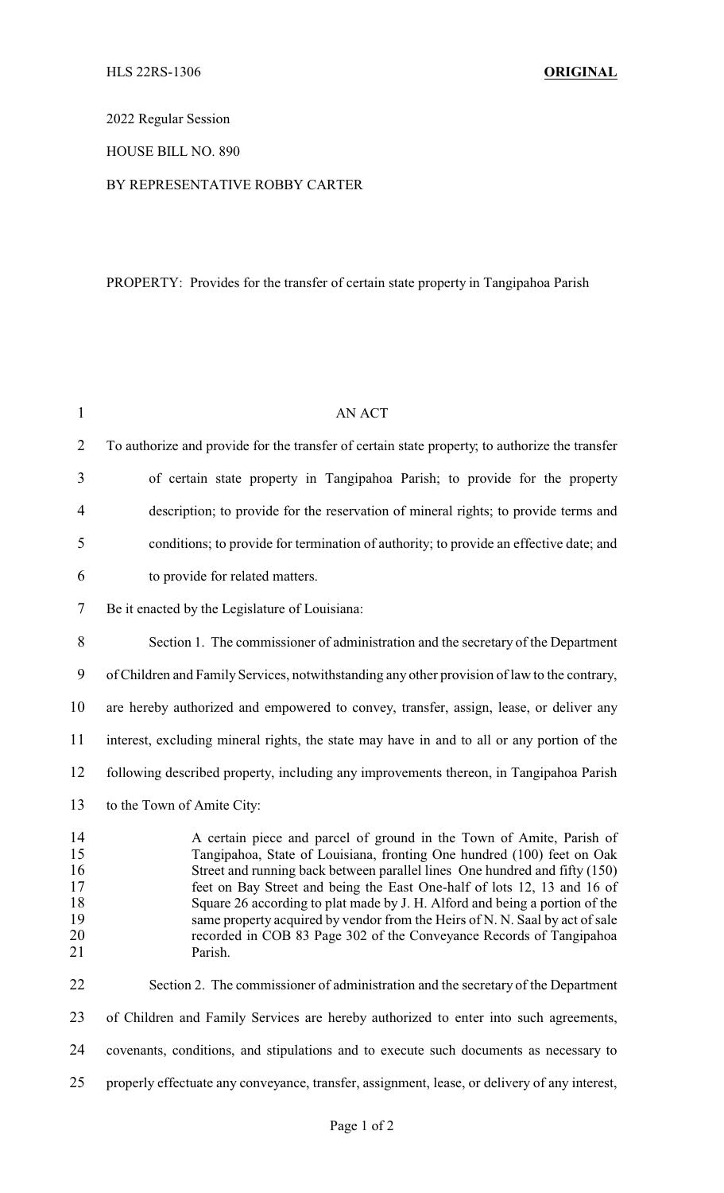HLS 22RS-1306 **ORIGINAL**

2022 Regular Session

HOUSE BILL NO. 890

BY REPRESENTATIVE ROBBY CARTER

PROPERTY: Provides for the transfer of certain state property in Tangipahoa Parish

AN ACT

To authorize and provide for the transfer of certain state property; to authorize the transfer of certain state property in Tangipahoa Parish; to provide for the property description; to provide for the reservation of mineral rights; to provide terms and conditions; to provide for termination of authority; to provide an effective date; and to provide for related matters.

Be it enacted by the Legislature of Louisiana:

Section 1. The commissioner of administration and the secretary of the Department of Children and Family Services, notwithstanding any other provision of law to the contrary, are hereby authorized and empowered to convey, transfer, assign, lease, or deliver any interest, excluding mineral rights, the state may have in and to all or any portion of the following described property, including any improvements thereon, in Tangipahoa Parish to the Town of Amite City:

> A certain piece and parcel of ground in the Town of Amite, Parish of Tangipahoa, State of Louisiana, fronting One hundred (100) feet on Oak Street and running back between parallel lines One hundred and fifty (150) feet on Bay Street and being the East One-half of lots 12, 13 and 16 of Square 26 according to plat made by J. H. Alford and being a portion of the same property acquired by vendor from the Heirs of N. N. Saal by act of sale recorded in COB 83 Page 302 of the Conveyance Records of Tangipahoa Parish.

Section 2. The commissioner of administration and the secretary of the Department of Children and Family Services are hereby authorized to enter into such agreements, covenants, conditions, and stipulations and to execute such documents as necessary to properly effectuate any conveyance, transfer, assignment, lease, or delivery of any interest,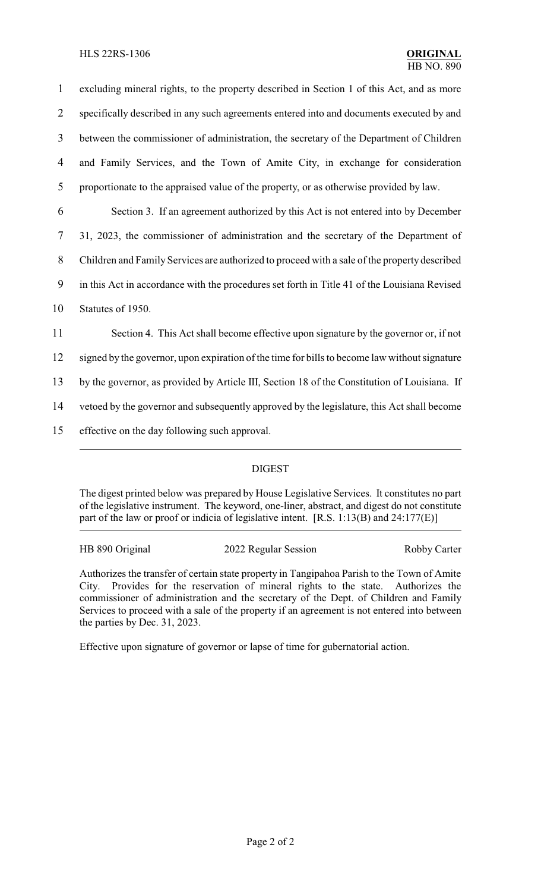excluding mineral rights, to the property described in Section 1 of this Act, and as more specifically described in any such agreements entered into and documents executed by and between the commissioner of administration, the secretary of the Department of Children and Family Services, and the Town of Amite City, in exchange for consideration proportionate to the appraised value of the property, or as otherwise provided by law.

Section 3. If an agreement authorized by this Act is not entered into by December 31, 2023, the commissioner of administration and the secretary of the Department of Children and Family Services are authorized to proceed with a sale of the property described in this Act in accordance with the procedures set forth in Title 41 of the Louisiana Revised Statutes of 1950.

Section 4. This Act shall become effective upon signature by the governor or, if not signed by the governor, upon expiration of the time for bills to become law without signature by the governor, as provided by Article III, Section 18 of the Constitution of Louisiana. If vetoed by the governor and subsequently approved by the legislature, this Act shall become effective on the day following such approval.

## DIGEST

The digest printed below was prepared by House Legislative Services. It constitutes no part of the legislative instrument. The keyword, one-liner, abstract, and digest do not constitute part of the law or proof or indicia of legislative intent. [R.S. 1:13(B) and 24:177(E)]

HB 890 Original — 2022 Regular Session — Robby Carter

Authorizes the transfer of certain state property in Tangipahoa Parish to the Town of Amite City. Provides for the reservation of mineral rights to the state. Authorizes the commissioner of administration and the secretary of the Dept. of Children and Family Services to proceed with a sale of the property if an agreement is not entered into between the parties by Dec. 31, 2023.

Effective upon signature of governor or lapse of time for gubernatorial action.